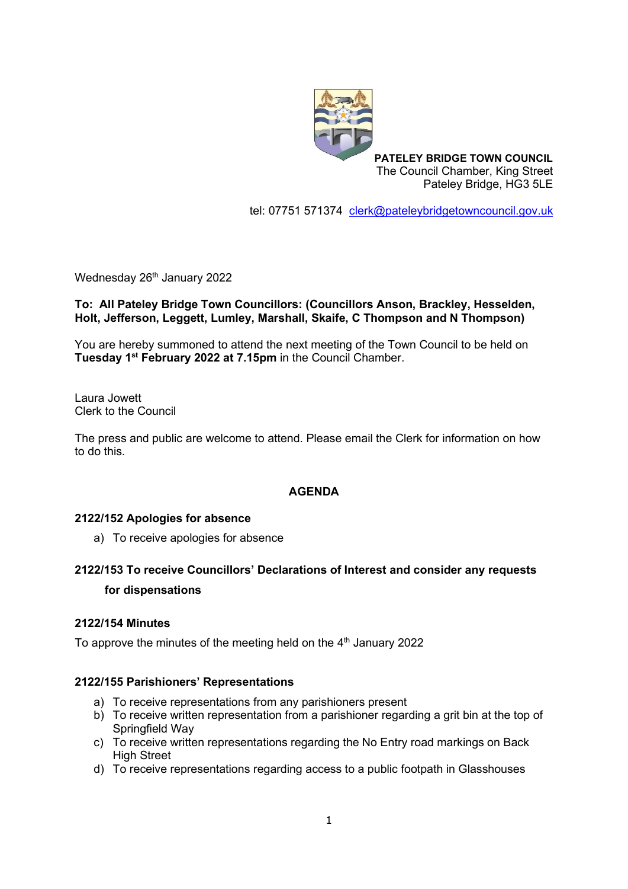**PATELEY BRIDGE TOWN COUNCIL**
The Council Chamber, King Street
Pateley Bridge, HG3 5LE

tel: 07751 571374 clerk@pateleybridgetowncouncil.gov.uk

Wednesday 26th January 2022

**To: All Pateley Bridge Town Councillors: (Councillors Anson, Brackley, Hesselden, Holt, Jefferson, Leggett, Lumley, Marshall, Skaife, C Thompson and N Thompson)**

You are hereby summoned to attend the next meeting of the Town Council to be held on **Tuesday 1st February 2022 at 7.15pm** in the Council Chamber.

Laura Jowett
Clerk to the Council

The press and public are welcome to attend. Please email the Clerk for information on how to do this.

## AGENDA

### 2122/152 Apologies for absence

a) To receive apologies for absence

### 2122/153 To receive Councillors' Declarations of Interest and consider any requests for dispensations

### 2122/154 Minutes

To approve the minutes of the meeting held on the 4th January 2022

### 2122/155 Parishioners' Representations

a) To receive representations from any parishioners present
b) To receive written representation from a parishioner regarding a grit bin at the top of Springfield Way
c) To receive written representations regarding the No Entry road markings on Back High Street
d) To receive representations regarding access to a public footpath in Glasshouses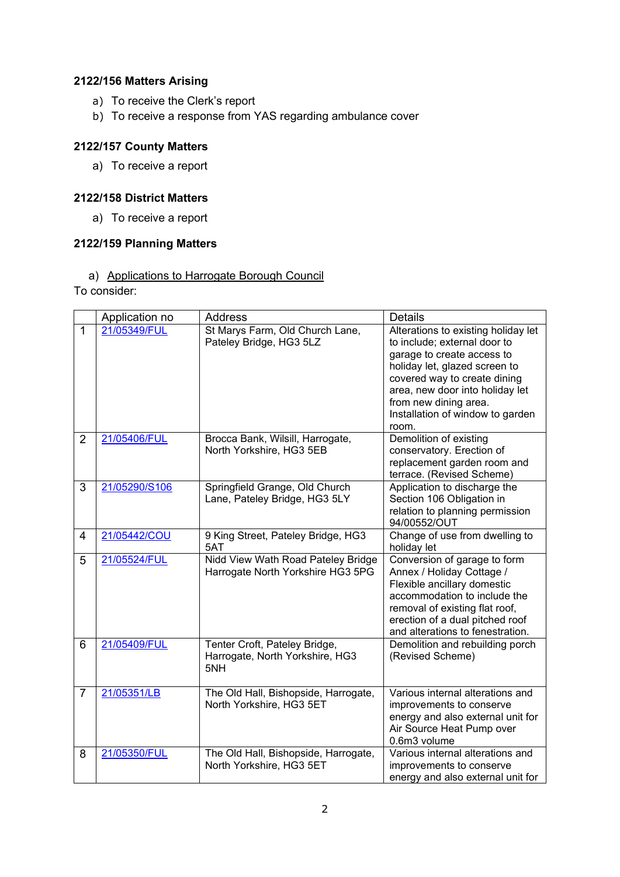**2122/156 Matters Arising**

a) To receive the Clerk's report
b) To receive a response from YAS regarding ambulance cover

**2122/157 County Matters**

a) To receive a report

**2122/158 District Matters**

a) To receive a report

**2122/159 Planning Matters**

a) Applications to Harrogate Borough Council

To consider:

| | Application no | Address | Details |
|---|---|---|---|
| 1 | 21/05349/FUL | St Marys Farm, Old Church Lane, Pateley Bridge, HG3 5LZ | Alterations to existing holiday let to include; external door to garage to create access to holiday let, glazed screen to covered way to create dining area, new door into holiday let from new dining area. Installation of window to garden room. |
| 2 | 21/05406/FUL | Brocca Bank, Wilsill, Harrogate, North Yorkshire, HG3 5EB | Demolition of existing conservatory. Erection of replacement garden room and terrace. (Revised Scheme) |
| 3 | 21/05290/S106 | Springfield Grange, Old Church Lane, Pateley Bridge, HG3 5LY | Application to discharge the Section 106 Obligation in relation to planning permission 94/00552/OUT |
| 4 | 21/05442/COU | 9 King Street, Pateley Bridge, HG3 5AT | Change of use from dwelling to holiday let |
| 5 | 21/05524/FUL | Nidd View Wath Road Pateley Bridge Harrogate North Yorkshire HG3 5PG | Conversion of garage to form Annex / Holiday Cottage / Flexible ancillary domestic accommodation to include the removal of existing flat roof, erection of a dual pitched roof and alterations to fenestration. |
| 6 | 21/05409/FUL | Tenter Croft, Pateley Bridge, Harrogate, North Yorkshire, HG3 5NH | Demolition and rebuilding porch (Revised Scheme) |
| 7 | 21/05351/LB | The Old Hall, Bishopside, Harrogate, North Yorkshire, HG3 5ET | Various internal alterations and improvements to conserve energy and also external unit for Air Source Heat Pump over 0.6m3 volume |
| 8 | 21/05350/FUL | The Old Hall, Bishopside, Harrogate, North Yorkshire, HG3 5ET | Various internal alterations and improvements to conserve energy and also external unit for |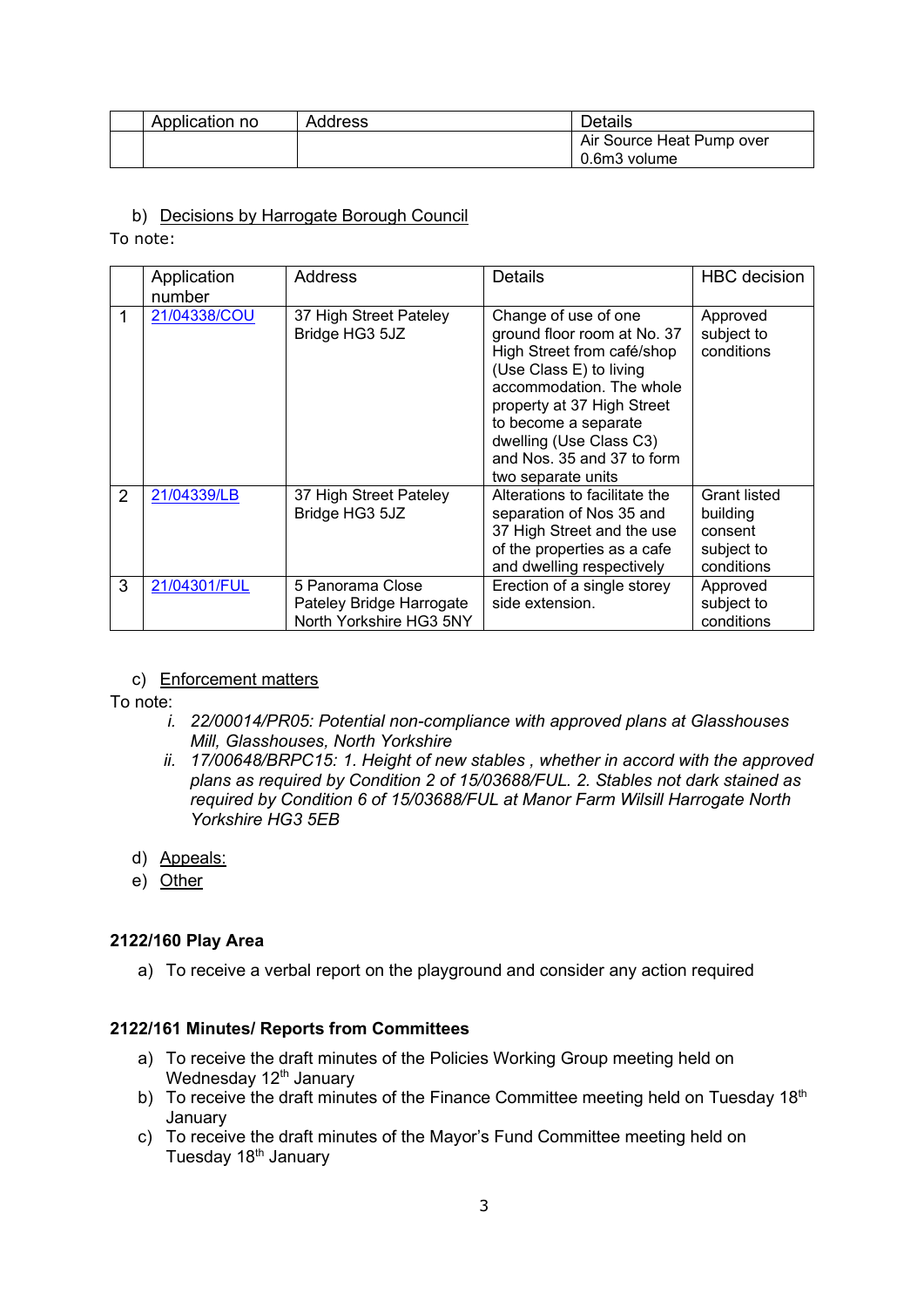| | Application no | Address | Details |
|---|---|---|---|
| | | | Air Source Heat Pump over 0.6m3 volume |

b) Decisions by Harrogate Borough Council

To note:

| | Application number | Address | Details | HBC decision |
|---|---|---|---|---|
| 1 | 21/04338/COU | 37 High Street Pateley Bridge HG3 5JZ | Change of use of one ground floor room at No. 37 High Street from café/shop (Use Class E) to living accommodation. The whole property at 37 High Street to become a separate dwelling (Use Class C3) and Nos. 35 and 37 to form two separate units | Approved subject to conditions |
| 2 | 21/04339/LB | 37 High Street Pateley Bridge HG3 5JZ | Alterations to facilitate the separation of Nos 35 and 37 High Street and the use of the properties as a cafe and dwelling respectively | Grant listed building consent subject to conditions |
| 3 | 21/04301/FUL | 5 Panorama Close Pateley Bridge Harrogate North Yorkshire HG3 5NY | Erection of a single storey side extension. | Approved subject to conditions |

c) Enforcement matters

To note:

i. *22/00014/PR05: Potential non-compliance with approved plans at Glasshouses Mill, Glasshouses, North Yorkshire*

ii. *17/00648/BRPC15: 1. Height of new stables , whether in accord with the approved plans as required by Condition 2 of 15/03688/FUL. 2. Stables not dark stained as required by Condition 6 of 15/03688/FUL at Manor Farm Wilsill Harrogate North Yorkshire HG3 5EB*

d) Appeals:

e) Other

**2122/160 Play Area**

a) To receive a verbal report on the playground and consider any action required

**2122/161 Minutes/ Reports from Committees**

a) To receive the draft minutes of the Policies Working Group meeting held on Wednesday 12th January

b) To receive the draft minutes of the Finance Committee meeting held on Tuesday 18th January

c) To receive the draft minutes of the Mayor's Fund Committee meeting held on Tuesday 18th January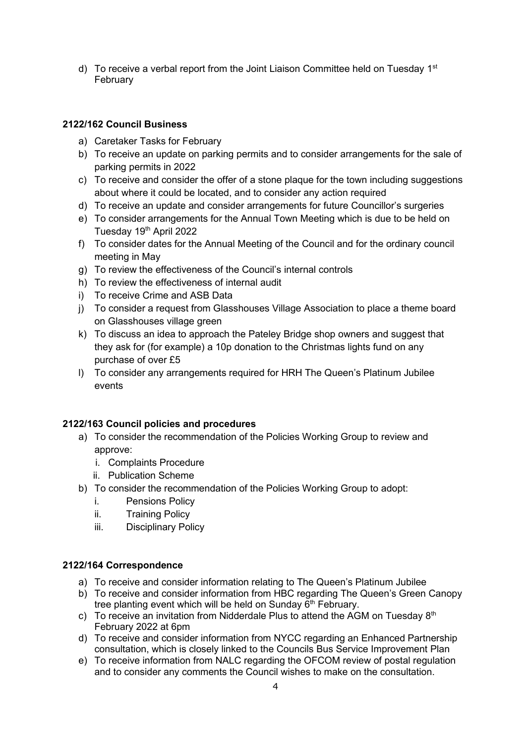d) To receive a verbal report from the Joint Liaison Committee held on Tuesday 1st February

**2122/162 Council Business**

a) Caretaker Tasks for February
b) To receive an update on parking permits and to consider arrangements for the sale of parking permits in 2022
c) To receive and consider the offer of a stone plaque for the town including suggestions about where it could be located, and to consider any action required
d) To receive an update and consider arrangements for future Councillor's surgeries
e) To consider arrangements for the Annual Town Meeting which is due to be held on Tuesday 19th April 2022
f) To consider dates for the Annual Meeting of the Council and for the ordinary council meeting in May
g) To review the effectiveness of the Council's internal controls
h) To review the effectiveness of internal audit
i) To receive Crime and ASB Data
j) To consider a request from Glasshouses Village Association to place a theme board on Glasshouses village green
k) To discuss an idea to approach the Pateley Bridge shop owners and suggest that they ask for (for example) a 10p donation to the Christmas lights fund on any purchase of over £5
l) To consider any arrangements required for HRH The Queen's Platinum Jubilee events

**2122/163 Council policies and procedures**

a) To consider the recommendation of the Policies Working Group to review and approve:
   i. Complaints Procedure
   ii. Publication Scheme
b) To consider the recommendation of the Policies Working Group to adopt:
   i. Pensions Policy
   ii. Training Policy
   iii. Disciplinary Policy

**2122/164 Correspondence**

a) To receive and consider information relating to The Queen's Platinum Jubilee
b) To receive and consider information from HBC regarding The Queen's Green Canopy tree planting event which will be held on Sunday 6th February.
c) To receive an invitation from Nidderdale Plus to attend the AGM on Tuesday 8th February 2022 at 6pm
d) To receive and consider information from NYCC regarding an Enhanced Partnership consultation, which is closely linked to the Councils Bus Service Improvement Plan
e) To receive information from NALC regarding the OFCOM review of postal regulation and to consider any comments the Council wishes to make on the consultation.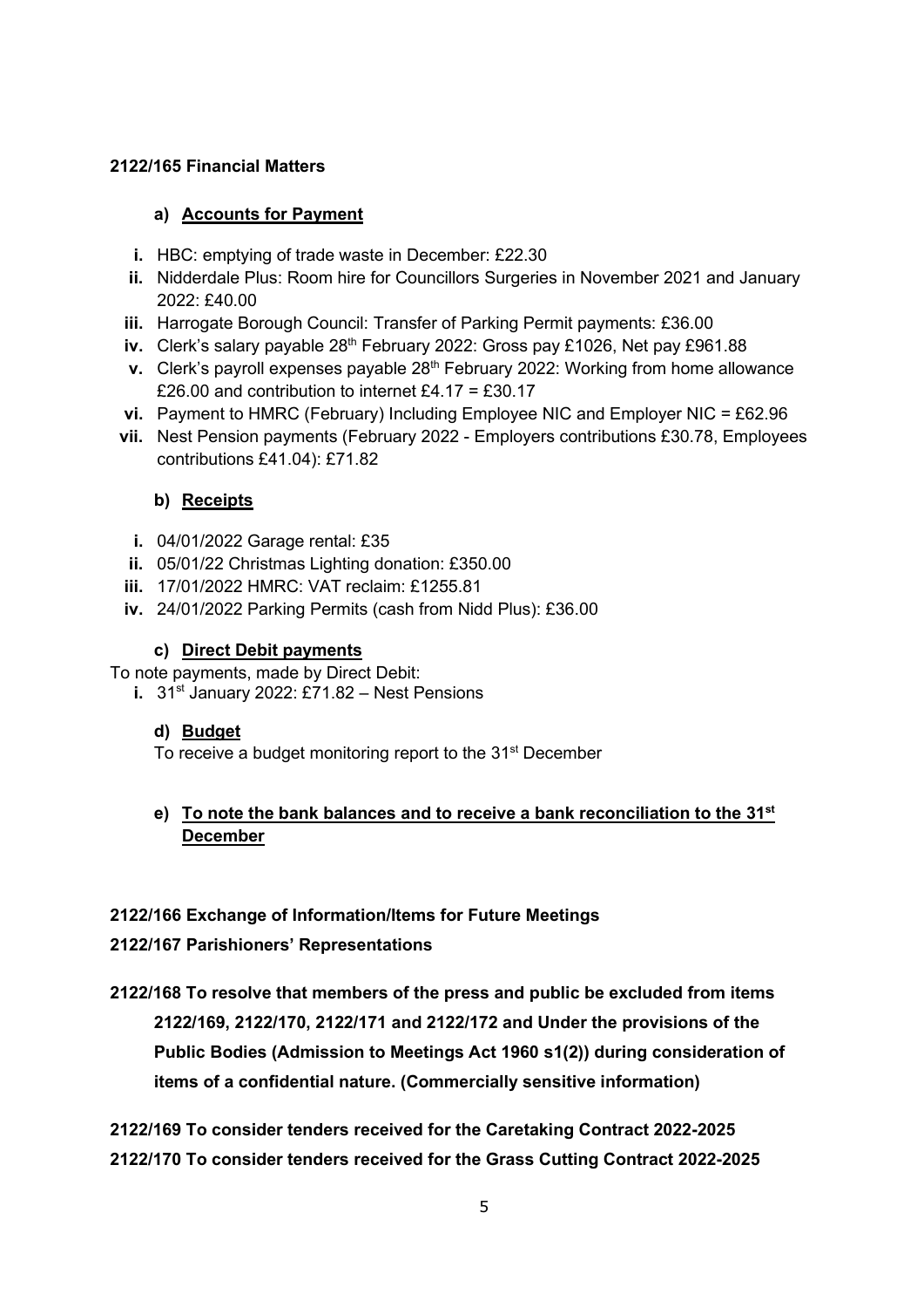**2122/165 Financial Matters**

**a) Accounts for Payment**

i. HBC: emptying of trade waste in December: £22.30
ii. Nidderdale Plus: Room hire for Councillors Surgeries in November 2021 and January 2022: £40.00
iii. Harrogate Borough Council: Transfer of Parking Permit payments: £36.00
iv. Clerk's salary payable 28th February 2022: Gross pay £1026, Net pay £961.88
v. Clerk's payroll expenses payable 28th February 2022: Working from home allowance £26.00 and contribution to internet £4.17 = £30.17
vi. Payment to HMRC (February) Including Employee NIC and Employer NIC = £62.96
vii. Nest Pension payments (February 2022 - Employers contributions £30.78, Employees contributions £41.04): £71.82

**b) Receipts**

i. 04/01/2022 Garage rental: £35
ii. 05/01/22 Christmas Lighting donation: £350.00
iii. 17/01/2022 HMRC: VAT reclaim: £1255.81
iv. 24/01/2022 Parking Permits (cash from Nidd Plus): £36.00

**c) Direct Debit payments**

To note payments, made by Direct Debit:

i. 31st January 2022: £71.82 – Nest Pensions

**d) Budget**

To receive a budget monitoring report to the 31st December

**e) To note the bank balances and to receive a bank reconciliation to the 31st December**

**2122/166 Exchange of Information/Items for Future Meetings**

**2122/167 Parishioners' Representations**

**2122/168 To resolve that members of the press and public be excluded from items 2122/169, 2122/170, 2122/171 and 2122/172 and Under the provisions of the Public Bodies (Admission to Meetings Act 1960 s1(2)) during consideration of items of a confidential nature. (Commercially sensitive information)**

**2122/169 To consider tenders received for the Caretaking Contract 2022-2025**

**2122/170 To consider tenders received for the Grass Cutting Contract 2022-2025**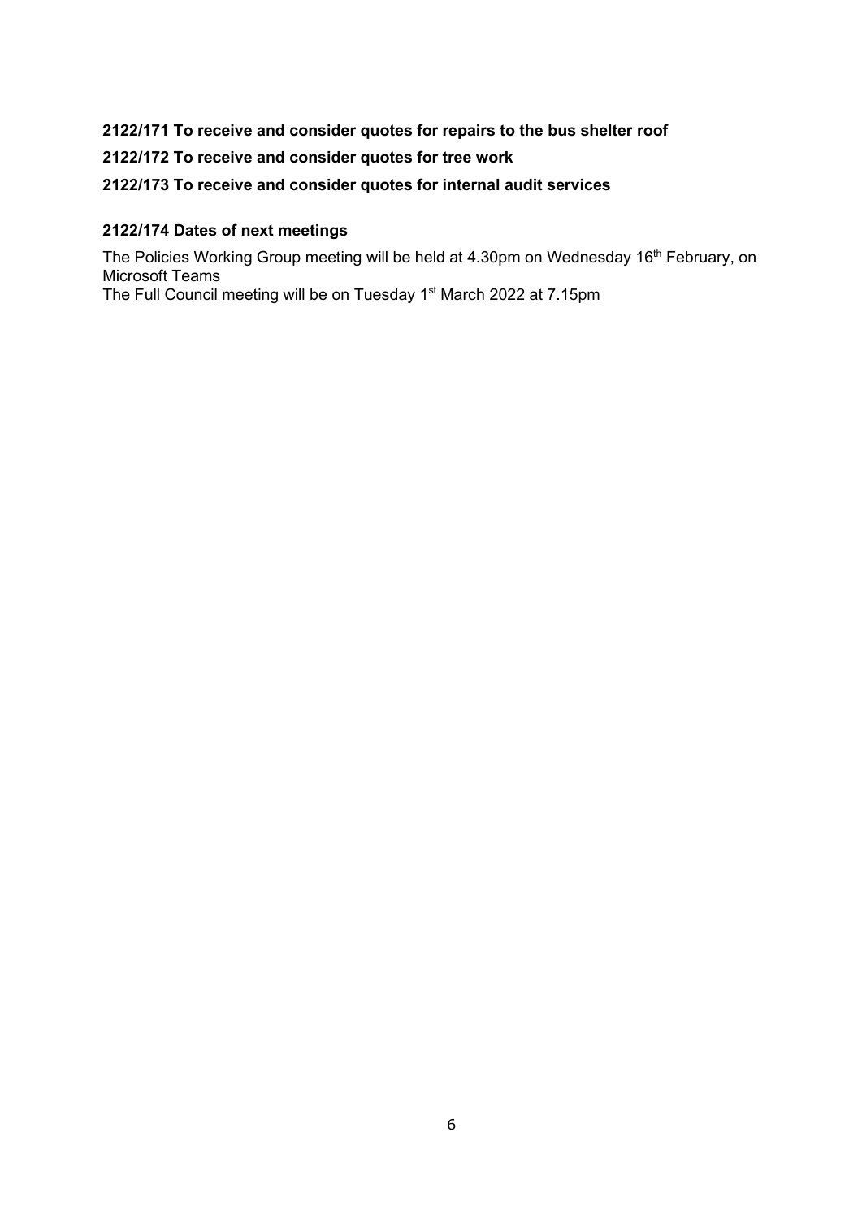**2122/171 To receive and consider quotes for repairs to the bus shelter roof**

**2122/172 To receive and consider quotes for tree work**

**2122/173 To receive and consider quotes for internal audit services**

**2122/174 Dates of next meetings**

The Policies Working Group meeting will be held at 4.30pm on Wednesday 16th February, on Microsoft Teams

The Full Council meeting will be on Tuesday 1st March 2022 at 7.15pm